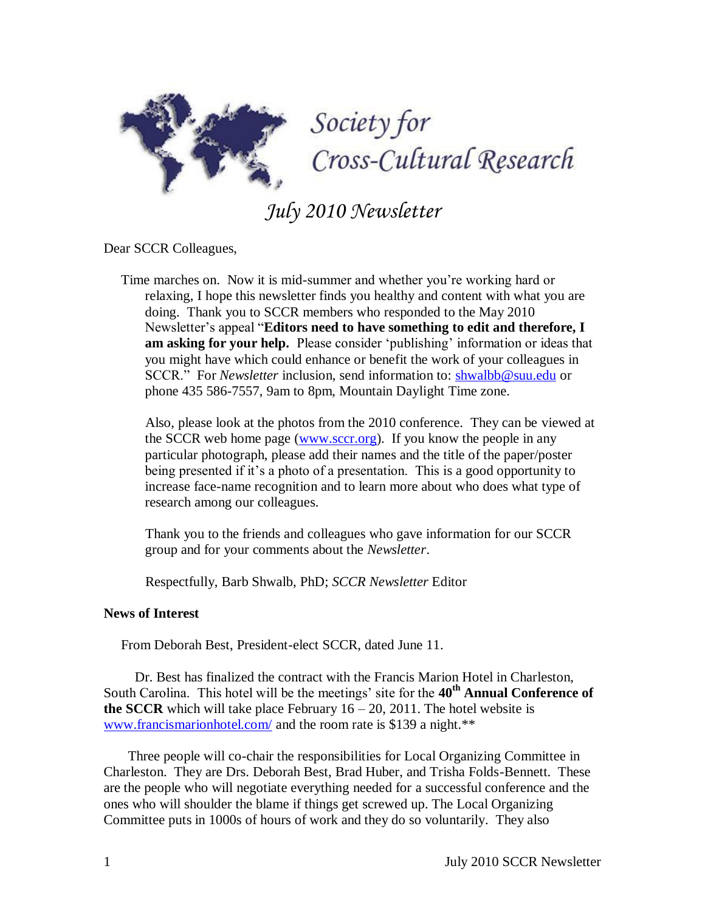# Society for Cross-Cultural Research

## *July 2010 Newsletter*

Dear SCCR Colleagues,

Time marches on. Now it is mid-summer and whether you're working hard or relaxing, I hope this newsletter finds you healthy and content with what you are doing. Thank you to SCCR members who responded to the May 2010 Newsletter's appeal "**Editors need to have something to edit and therefore, I am asking for your help.** Please consider 'publishing' information or ideas that you might have which could enhance or benefit the work of your colleagues in SCCR." For *Newsletter* inclusion, send information to: shwalbb@suu.edu or phone 435 586-7557, 9am to 8pm, Mountain Daylight Time zone.

Also, please look at the photos from the 2010 conference. They can be viewed at the SCCR web home page (www.sccr.org). If you know the people in any particular photograph, please add their names and the title of the paper/poster being presented if it's a photo of a presentation. This is a good opportunity to increase face-name recognition and to learn more about who does what type of research among our colleagues.

Thank you to the friends and colleagues who gave information for our SCCR group and for your comments about the *Newsletter*.

Respectfully, Barb Shwalb, PhD; *SCCR Newsletter* Editor

**News of Interest**

From Deborah Best, President-elect SCCR, dated June 11.

Dr. Best has finalized the contract with the Francis Marion Hotel in Charleston, South Carolina. This hotel will be the meetings' site for the **40th Annual Conference of the SCCR** which will take place February 16 – 20, 2011. The hotel website is www.francismarionhotel.com/ and the room rate is $139 a night.**

Three people will co-chair the responsibilities for Local Organizing Committee in Charleston. They are Drs. Deborah Best, Brad Huber, and Trisha Folds-Bennett. These are the people who will negotiate everything needed for a successful conference and the ones who will shoulder the blame if things get screwed up. The Local Organizing Committee puts in 1000s of hours of work and they do so voluntarily. They also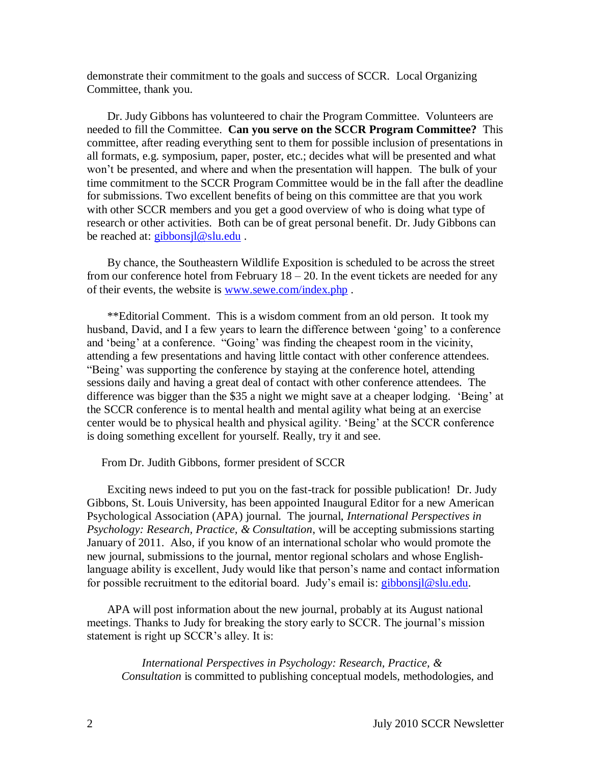demonstrate their commitment to the goals and success of SCCR. Local Organizing Committee, thank you.

Dr. Judy Gibbons has volunteered to chair the Program Committee. Volunteers are needed to fill the Committee. **Can you serve on the SCCR Program Committee?** This committee, after reading everything sent to them for possible inclusion of presentations in all formats, e.g. symposium, paper, poster, etc.; decides what will be presented and what won't be presented, and where and when the presentation will happen. The bulk of your time commitment to the SCCR Program Committee would be in the fall after the deadline for submissions. Two excellent benefits of being on this committee are that you work with other SCCR members and you get a good overview of who is doing what type of research or other activities. Both can be of great personal benefit. Dr. Judy Gibbons can be reached at: gibbonsjl@slu.edu .

By chance, the Southeastern Wildlife Exposition is scheduled to be across the street from our conference hotel from February 18 – 20. In the event tickets are needed for any of their events, the website is www.sewe.com/index.php .

**Editorial Comment. This is a wisdom comment from an old person. It took my husband, David, and I a few years to learn the difference between 'going' to a conference and 'being' at a conference. "Going' was finding the cheapest room in the vicinity, attending a few presentations and having little contact with other conference attendees. "Being' was supporting the conference by staying at the conference hotel, attending sessions daily and having a great deal of contact with other conference attendees. The difference was bigger than the $35 a night we might save at a cheaper lodging. 'Being' at the SCCR conference is to mental health and mental agility what being at an exercise center would be to physical health and physical agility. 'Being' at the SCCR conference is doing something excellent for yourself. Really, try it and see.

From Dr. Judith Gibbons, former president of SCCR

Exciting news indeed to put you on the fast-track for possible publication! Dr. Judy Gibbons, St. Louis University, has been appointed Inaugural Editor for a new American Psychological Association (APA) journal. The journal, *International Perspectives in Psychology: Research, Practice, & Consultation*, will be accepting submissions starting January of 2011. Also, if you know of an international scholar who would promote the new journal, submissions to the journal, mentor regional scholars and whose English-language ability is excellent, Judy would like that person's name and contact information for possible recruitment to the editorial board. Judy's email is: gibbonsjl@slu.edu.

APA will post information about the new journal, probably at its August national meetings. Thanks to Judy for breaking the story early to SCCR. The journal's mission statement is right up SCCR's alley. It is:

> *International Perspectives in Psychology: Research, Practice, & Consultation* is committed to publishing conceptual models, methodologies, and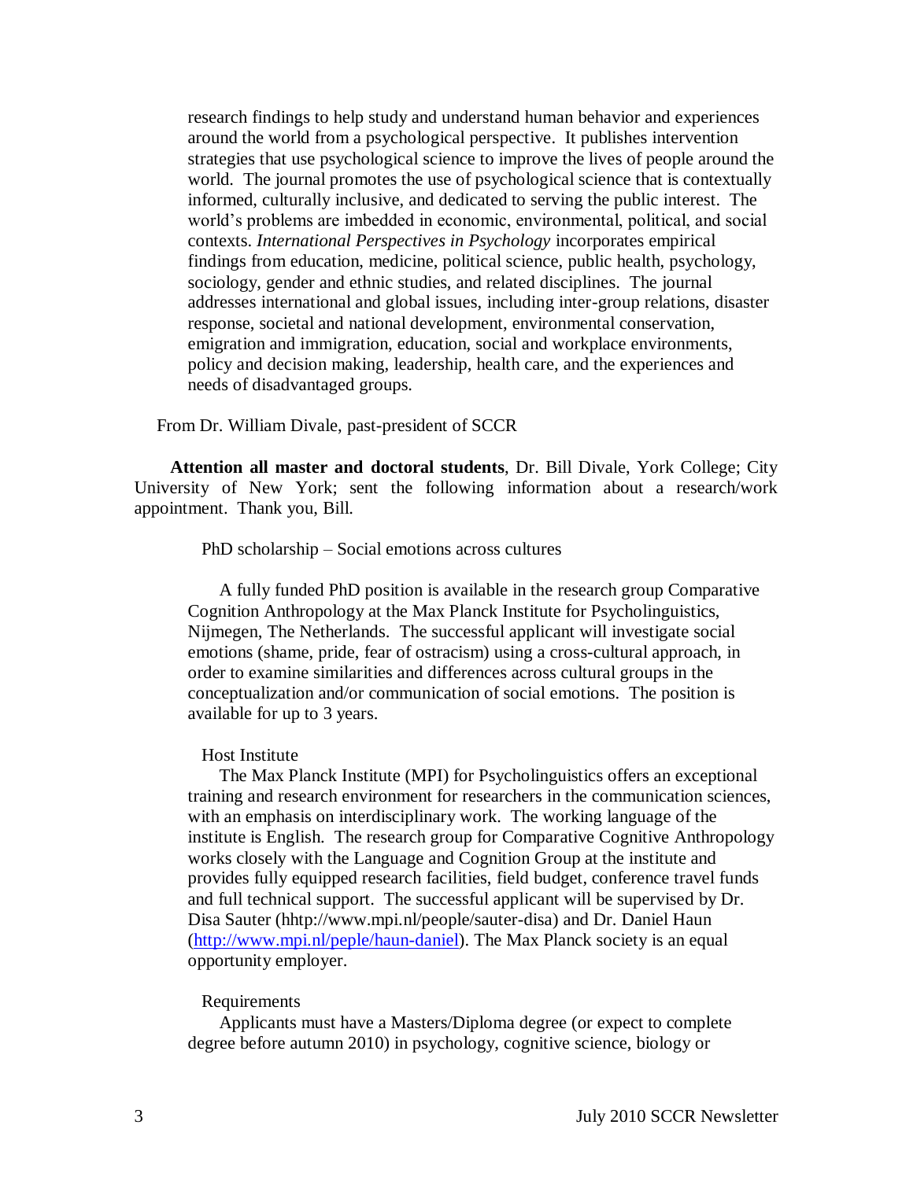research findings to help study and understand human behavior and experiences around the world from a psychological perspective. It publishes intervention strategies that use psychological science to improve the lives of people around the world. The journal promotes the use of psychological science that is contextually informed, culturally inclusive, and dedicated to serving the public interest. The world's problems are imbedded in economic, environmental, political, and social contexts. *International Perspectives in Psychology* incorporates empirical findings from education, medicine, political science, public health, psychology, sociology, gender and ethnic studies, and related disciplines. The journal addresses international and global issues, including inter-group relations, disaster response, societal and national development, environmental conservation, emigration and immigration, education, social and workplace environments, policy and decision making, leadership, health care, and the experiences and needs of disadvantaged groups.

From Dr. William Divale, past-president of SCCR

**Attention all master and doctoral students**, Dr. Bill Divale, York College; City University of New York; sent the following information about a research/work appointment. Thank you, Bill.

PhD scholarship – Social emotions across cultures

A fully funded PhD position is available in the research group Comparative Cognition Anthropology at the Max Planck Institute for Psycholinguistics, Nijmegen, The Netherlands. The successful applicant will investigate social emotions (shame, pride, fear of ostracism) using a cross-cultural approach, in order to examine similarities and differences across cultural groups in the conceptualization and/or communication of social emotions. The position is available for up to 3 years.

Host Institute

The Max Planck Institute (MPI) for Psycholinguistics offers an exceptional training and research environment for researchers in the communication sciences, with an emphasis on interdisciplinary work. The working language of the institute is English. The research group for Comparative Cognitive Anthropology works closely with the Language and Cognition Group at the institute and provides fully equipped research facilities, field budget, conference travel funds and full technical support. The successful applicant will be supervised by Dr. Disa Sauter (hhtp://www.mpi.nl/people/sauter-disa) and Dr. Daniel Haun (http://www.mpi.nl/peple/haun-daniel). The Max Planck society is an equal opportunity employer.

Requirements

Applicants must have a Masters/Diploma degree (or expect to complete degree before autumn 2010) in psychology, cognitive science, biology or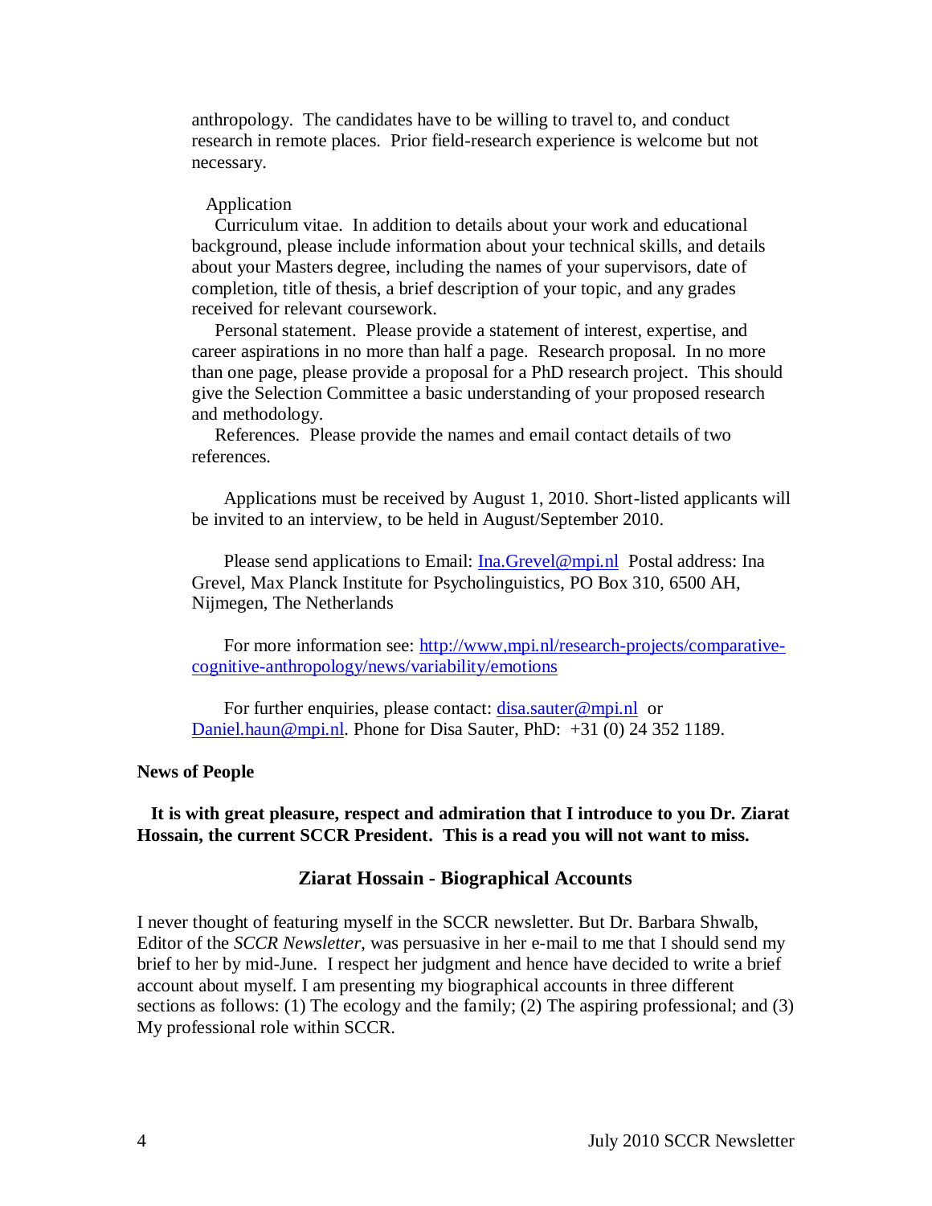anthropology. The candidates have to be willing to travel to, and conduct research in remote places. Prior field-research experience is welcome but not necessary.

Application

Curriculum vitae. In addition to details about your work and educational background, please include information about your technical skills, and details about your Masters degree, including the names of your supervisors, date of completion, title of thesis, a brief description of your topic, and any grades received for relevant coursework.

Personal statement. Please provide a statement of interest, expertise, and career aspirations in no more than half a page. Research proposal. In no more than one page, please provide a proposal for a PhD research project. This should give the Selection Committee a basic understanding of your proposed research and methodology.

References. Please provide the names and email contact details of two references.

Applications must be received by August 1, 2010. Short-listed applicants will be invited to an interview, to be held in August/September 2010.

Please send applications to Email: Ina.Grevel@mpi.nl Postal address: Ina Grevel, Max Planck Institute for Psycholinguistics, PO Box 310, 6500 AH, Nijmegen, The Netherlands

For more information see: http://www,mpi.nl/research-projects/comparative-cognitive-anthropology/news/variability/emotions

For further enquiries, please contact: disa.sauter@mpi.nl or Daniel.haun@mpi.nl. Phone for Disa Sauter, PhD: +31 (0) 24 352 1189.

**News of People**

**It is with great pleasure, respect and admiration that I introduce to you Dr. Ziarat Hossain, the current SCCR President. This is a read you will not want to miss.**

## Ziarat Hossain - Biographical Accounts

I never thought of featuring myself in the SCCR newsletter. But Dr. Barbara Shwalb, Editor of the *SCCR Newsletter*, was persuasive in her e-mail to me that I should send my brief to her by mid-June. I respect her judgment and hence have decided to write a brief account about myself. I am presenting my biographical accounts in three different sections as follows: (1) The ecology and the family; (2) The aspiring professional; and (3) My professional role within SCCR.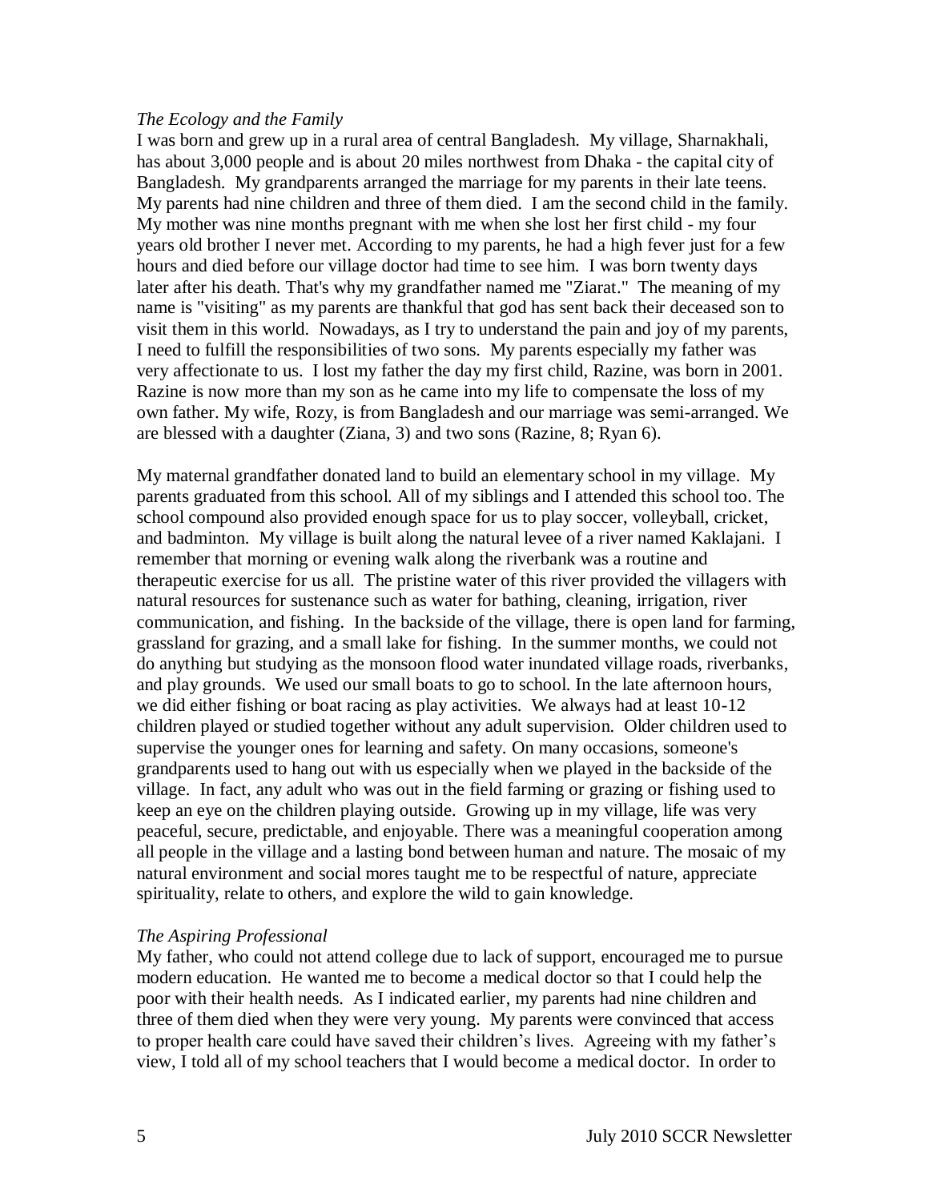*The Ecology and the Family*

I was born and grew up in a rural area of central Bangladesh. My village, Sharnakhali, has about 3,000 people and is about 20 miles northwest from Dhaka - the capital city of Bangladesh. My grandparents arranged the marriage for my parents in their late teens. My parents had nine children and three of them died. I am the second child in the family. My mother was nine months pregnant with me when she lost her first child - my four years old brother I never met. According to my parents, he had a high fever just for a few hours and died before our village doctor had time to see him. I was born twenty days later after his death. That's why my grandfather named me "Ziarat." The meaning of my name is "visiting" as my parents are thankful that god has sent back their deceased son to visit them in this world. Nowadays, as I try to understand the pain and joy of my parents, I need to fulfill the responsibilities of two sons. My parents especially my father was very affectionate to us. I lost my father the day my first child, Razine, was born in 2001. Razine is now more than my son as he came into my life to compensate the loss of my own father. My wife, Rozy, is from Bangladesh and our marriage was semi-arranged. We are blessed with a daughter (Ziana, 3) and two sons (Razine, 8; Ryan 6).

My maternal grandfather donated land to build an elementary school in my village. My parents graduated from this school. All of my siblings and I attended this school too. The school compound also provided enough space for us to play soccer, volleyball, cricket, and badminton. My village is built along the natural levee of a river named Kaklajani. I remember that morning or evening walk along the riverbank was a routine and therapeutic exercise for us all. The pristine water of this river provided the villagers with natural resources for sustenance such as water for bathing, cleaning, irrigation, river communication, and fishing. In the backside of the village, there is open land for farming, grassland for grazing, and a small lake for fishing. In the summer months, we could not do anything but studying as the monsoon flood water inundated village roads, riverbanks, and play grounds. We used our small boats to go to school. In the late afternoon hours, we did either fishing or boat racing as play activities. We always had at least 10-12 children played or studied together without any adult supervision. Older children used to supervise the younger ones for learning and safety. On many occasions, someone's grandparents used to hang out with us especially when we played in the backside of the village. In fact, any adult who was out in the field farming or grazing or fishing used to keep an eye on the children playing outside. Growing up in my village, life was very peaceful, secure, predictable, and enjoyable. There was a meaningful cooperation among all people in the village and a lasting bond between human and nature. The mosaic of my natural environment and social mores taught me to be respectful of nature, appreciate spirituality, relate to others, and explore the wild to gain knowledge.

*The Aspiring Professional*

My father, who could not attend college due to lack of support, encouraged me to pursue modern education. He wanted me to become a medical doctor so that I could help the poor with their health needs. As I indicated earlier, my parents had nine children and three of them died when they were very young. My parents were convinced that access to proper health care could have saved their children's lives. Agreeing with my father's view, I told all of my school teachers that I would become a medical doctor. In order to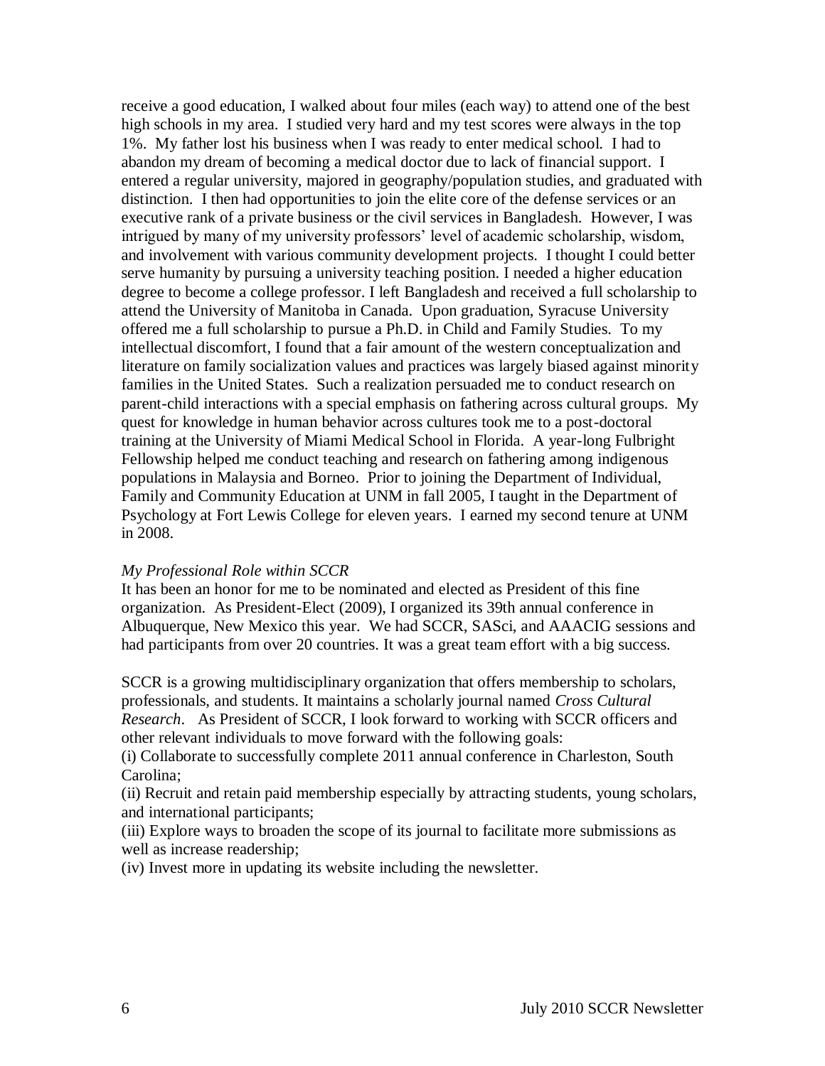receive a good education, I walked about four miles (each way) to attend one of the best high schools in my area. I studied very hard and my test scores were always in the top 1%. My father lost his business when I was ready to enter medical school. I had to abandon my dream of becoming a medical doctor due to lack of financial support. I entered a regular university, majored in geography/population studies, and graduated with distinction. I then had opportunities to join the elite core of the defense services or an executive rank of a private business or the civil services in Bangladesh. However, I was intrigued by many of my university professors' level of academic scholarship, wisdom, and involvement with various community development projects. I thought I could better serve humanity by pursuing a university teaching position. I needed a higher education degree to become a college professor. I left Bangladesh and received a full scholarship to attend the University of Manitoba in Canada. Upon graduation, Syracuse University offered me a full scholarship to pursue a Ph.D. in Child and Family Studies. To my intellectual discomfort, I found that a fair amount of the western conceptualization and literature on family socialization values and practices was largely biased against minority families in the United States. Such a realization persuaded me to conduct research on parent-child interactions with a special emphasis on fathering across cultural groups. My quest for knowledge in human behavior across cultures took me to a post-doctoral training at the University of Miami Medical School in Florida. A year-long Fulbright Fellowship helped me conduct teaching and research on fathering among indigenous populations in Malaysia and Borneo. Prior to joining the Department of Individual, Family and Community Education at UNM in fall 2005, I taught in the Department of Psychology at Fort Lewis College for eleven years. I earned my second tenure at UNM in 2008.

*My Professional Role within SCCR*

It has been an honor for me to be nominated and elected as President of this fine organization. As President-Elect (2009), I organized its 39th annual conference in Albuquerque, New Mexico this year. We had SCCR, SASci, and AAACIG sessions and had participants from over 20 countries. It was a great team effort with a big success.

SCCR is a growing multidisciplinary organization that offers membership to scholars, professionals, and students. It maintains a scholarly journal named *Cross Cultural Research*. As President of SCCR, I look forward to working with SCCR officers and other relevant individuals to move forward with the following goals:

(i) Collaborate to successfully complete 2011 annual conference in Charleston, South Carolina;

(ii) Recruit and retain paid membership especially by attracting students, young scholars, and international participants;

(iii) Explore ways to broaden the scope of its journal to facilitate more submissions as well as increase readership;

(iv) Invest more in updating its website including the newsletter.